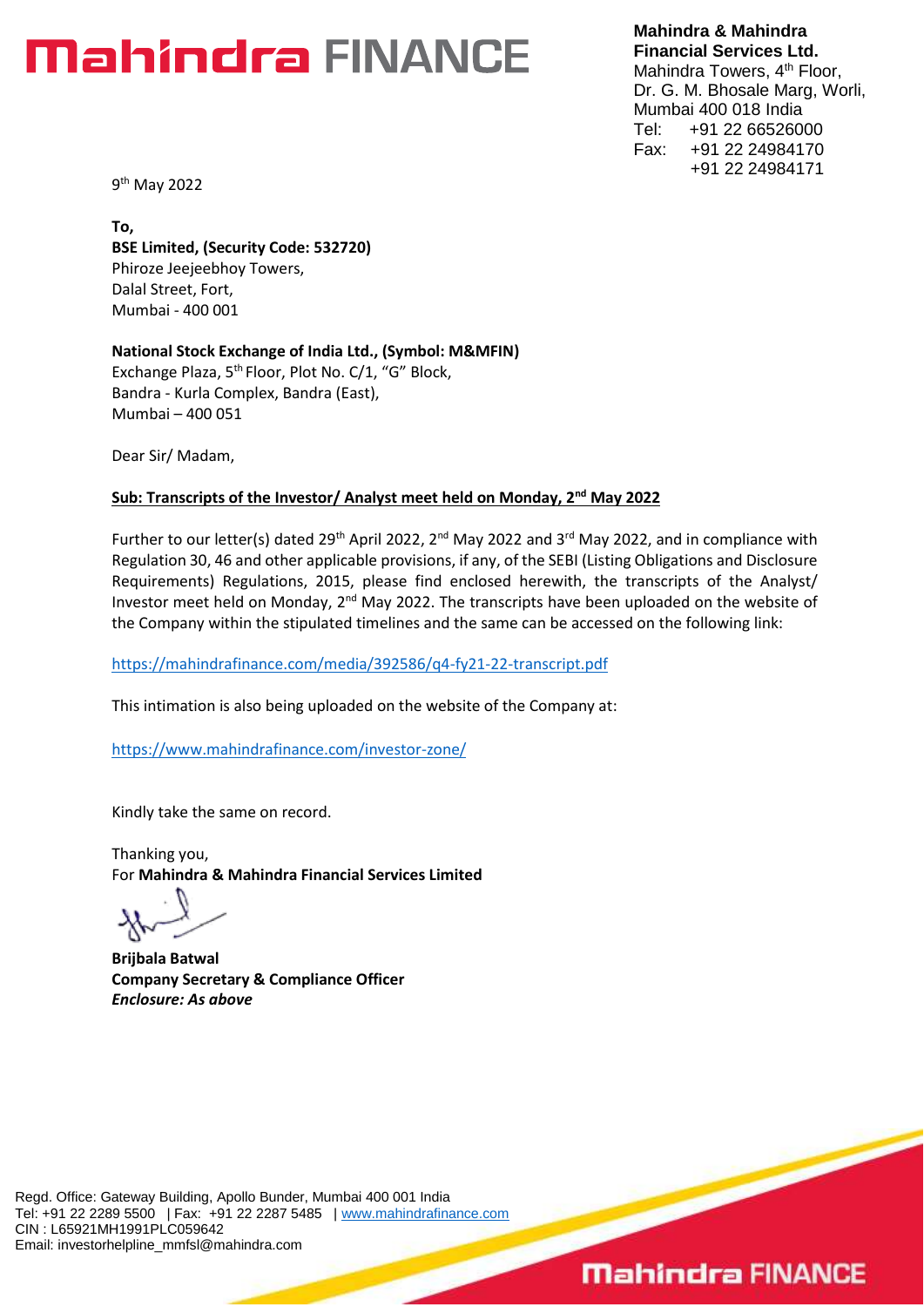# Mahindra FINANCE

**Mahindra & Mahindra Financial Services Ltd.**
Mahindra Towers, 4th Floor,
Dr. G. M. Bhosale Marg, Worli,
Mumbai 400 018 India
Tel: +91 22 66526000
Fax: +91 22 24984170
+91 22 24984171

9th May 2022

**To,**
**BSE Limited, (Security Code: 532720)**
Phiroze Jeejeebhoy Towers,
Dalal Street, Fort,
Mumbai - 400 001

**National Stock Exchange of India Ltd., (Symbol: M&MFIN)**
Exchange Plaza, 5th Floor, Plot No. C/1, "G" Block,
Bandra - Kurla Complex, Bandra (East),
Mumbai – 400 051

Dear Sir/ Madam,

**Sub: Transcripts of the Investor/ Analyst meet held on Monday, 2nd May 2022**

Further to our letter(s) dated 29th April 2022, 2nd May 2022 and 3rd May 2022, and in compliance with Regulation 30, 46 and other applicable provisions, if any, of the SEBI (Listing Obligations and Disclosure Requirements) Regulations, 2015, please find enclosed herewith, the transcripts of the Analyst/ Investor meet held on Monday, 2nd May 2022. The transcripts have been uploaded on the website of the Company within the stipulated timelines and the same can be accessed on the following link:

https://mahindrafinance.com/media/392586/q4-fy21-22-transcript.pdf

This intimation is also being uploaded on the website of the Company at:

https://www.mahindrafinance.com/investor-zone/

Kindly take the same on record.

Thanking you,
For **Mahindra & Mahindra Financial Services Limited**

**Brijbala Batwal**
**Company Secretary & Compliance Officer**
***Enclosure: As above***

Regd. Office: Gateway Building, Apollo Bunder, Mumbai 400 001 India
Tel: +91 22 2289 5500 | Fax: +91 22 2287 5485 | www.mahindrafinance.com
CIN : L65921MH1991PLC059642
Email: investorhelpline_mmfsl@mahindra.com